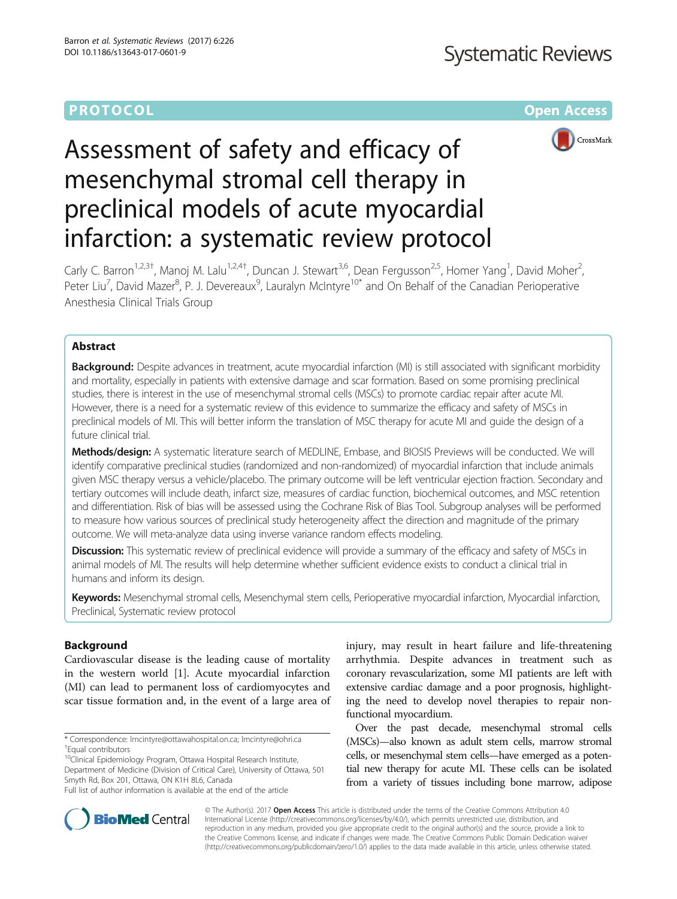PROTOCOL

Open Access

# Assessment of safety and efficacy of mesenchymal stromal cell therapy in preclinical models of acute myocardial infarction: a systematic review protocol

Carly C. Barron[1,2,3†], Manoj M. Lalu[1,2,4†], Duncan J. Stewart[3,6], Dean Fergusson[2,5], Homer Yang[1], David Moher[2], Peter Liu[7], David Mazer[8], P. J. Devereaux[9], Lauralyn McIntyre[10*] and On Behalf of the Canadian Perioperative Anesthesia Clinical Trials Group

## Abstract

**Background:** Despite advances in treatment, acute myocardial infarction (MI) is still associated with significant morbidity and mortality, especially in patients with extensive damage and scar formation. Based on some promising preclinical studies, there is interest in the use of mesenchymal stromal cells (MSCs) to promote cardiac repair after acute MI. However, there is a need for a systematic review of this evidence to summarize the efficacy and safety of MSCs in preclinical models of MI. This will better inform the translation of MSC therapy for acute MI and guide the design of a future clinical trial.

**Methods/design:** A systematic literature search of MEDLINE, Embase, and BIOSIS Previews will be conducted. We will identify comparative preclinical studies (randomized and non-randomized) of myocardial infarction that include animals given MSC therapy versus a vehicle/placebo. The primary outcome will be left ventricular ejection fraction. Secondary and tertiary outcomes will include death, infarct size, measures of cardiac function, biochemical outcomes, and MSC retention and differentiation. Risk of bias will be assessed using the Cochrane Risk of Bias Tool. Subgroup analyses will be performed to measure how various sources of preclinical study heterogeneity affect the direction and magnitude of the primary outcome. We will meta-analyze data using inverse variance random effects modeling.

**Discussion:** This systematic review of preclinical evidence will provide a summary of the efficacy and safety of MSCs in animal models of MI. The results will help determine whether sufficient evidence exists to conduct a clinical trial in humans and inform its design.

**Keywords:** Mesenchymal stromal cells, Mesenchymal stem cells, Perioperative myocardial infarction, Myocardial infarction, Preclinical, Systematic review protocol

## Background

Cardiovascular disease is the leading cause of mortality in the western world [1]. Acute myocardial infarction (MI) can lead to permanent loss of cardiomyocytes and scar tissue formation and, in the event of a large area of injury, may result in heart failure and life-threatening arrhythmia. Despite advances in treatment such as coronary revascularization, some MI patients are left with extensive cardiac damage and a poor prognosis, highlighting the need to develop novel therapies to repair non-functional myocardium.

Over the past decade, mesenchymal stromal cells (MSCs)—also known as adult stem cells, marrow stromal cells, or mesenchymal stem cells—have emerged as a potential new therapy for acute MI. These cells can be isolated from a variety of tissues including bone marrow, adipose

\* Correspondence: lmcintyre@ottawahospital.on.ca; lmcintyre@ohri.ca
†Equal contributors
[10]Clinical Epidemiology Program, Ottawa Hospital Research Institute, Department of Medicine (Division of Critical Care), University of Ottawa, 501 Smyth Rd, Box 201, Ottawa, ON K1H 8L6, Canada
Full list of author information is available at the end of the article

© The Author(s). 2017 **Open Access** This article is distributed under the terms of the Creative Commons Attribution 4.0 International License (http://creativecommons.org/licenses/by/4.0/), which permits unrestricted use, distribution, and reproduction in any medium, provided you give appropriate credit to the original author(s) and the source, provide a link to the Creative Commons license, and indicate if changes were made. The Creative Commons Public Domain Dedication waiver (http://creativecommons.org/publicdomain/zero/1.0/) applies to the data made available in this article, unless otherwise stated.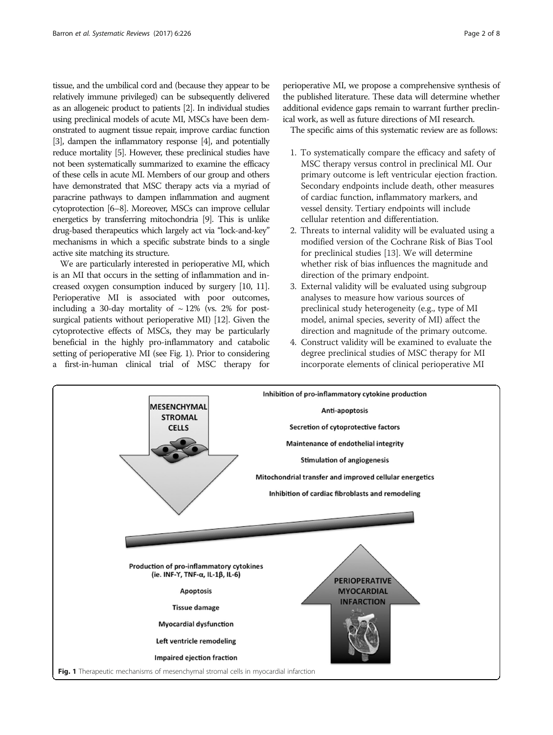tissue, and the umbilical cord and (because they appear to be relatively immune privileged) can be subsequently delivered as an allogeneic product to patients [2]. In individual studies using preclinical models of acute MI, MSCs have been demonstrated to augment tissue repair, improve cardiac function [3], dampen the inflammatory response [4], and potentially reduce mortality [5]. However, these preclinical studies have not been systematically summarized to examine the efficacy of these cells in acute MI. Members of our group and others have demonstrated that MSC therapy acts via a myriad of paracrine pathways to dampen inflammation and augment cytoprotection [6–8]. Moreover, MSCs can improve cellular energetics by transferring mitochondria [9]. This is unlike drug-based therapeutics which largely act via "lock-and-key" mechanisms in which a specific substrate binds to a single active site matching its structure.

We are particularly interested in perioperative MI, which is an MI that occurs in the setting of inflammation and increased oxygen consumption induced by surgery [10, 11]. Perioperative MI is associated with poor outcomes, including a 30-day mortality of ~ 12% (vs. 2% for post-surgical patients without perioperative MI) [12]. Given the cytoprotective effects of MSCs, they may be particularly beneficial in the highly pro-inflammatory and catabolic setting of perioperative MI (see Fig. 1). Prior to considering a first-in-human clinical trial of MSC therapy for perioperative MI, we propose a comprehensive synthesis of the published literature. These data will determine whether additional evidence gaps remain to warrant further preclinical work, as well as future directions of MI research.

The specific aims of this systematic review are as follows:

1. To systematically compare the efficacy and safety of MSC therapy versus control in preclinical MI. Our primary outcome is left ventricular ejection fraction. Secondary endpoints include death, other measures of cardiac function, inflammatory markers, and vessel density. Tertiary endpoints will include cellular retention and differentiation.
2. Threats to internal validity will be evaluated using a modified version of the Cochrane Risk of Bias Tool for preclinical studies [13]. We will determine whether risk of bias influences the magnitude and direction of the primary endpoint.
3. External validity will be evaluated using subgroup analyses to measure how various sources of preclinical study heterogeneity (e.g., type of MI model, animal species, severity of MI) affect the direction and magnitude of the primary outcome.
4. Construct validity will be examined to evaluate the degree preclinical studies of MSC therapy for MI incorporate elements of clinical perioperative MI

**Fig. 1** Therapeutic mechanisms of mesenchymal stromal cells in myocardial infarction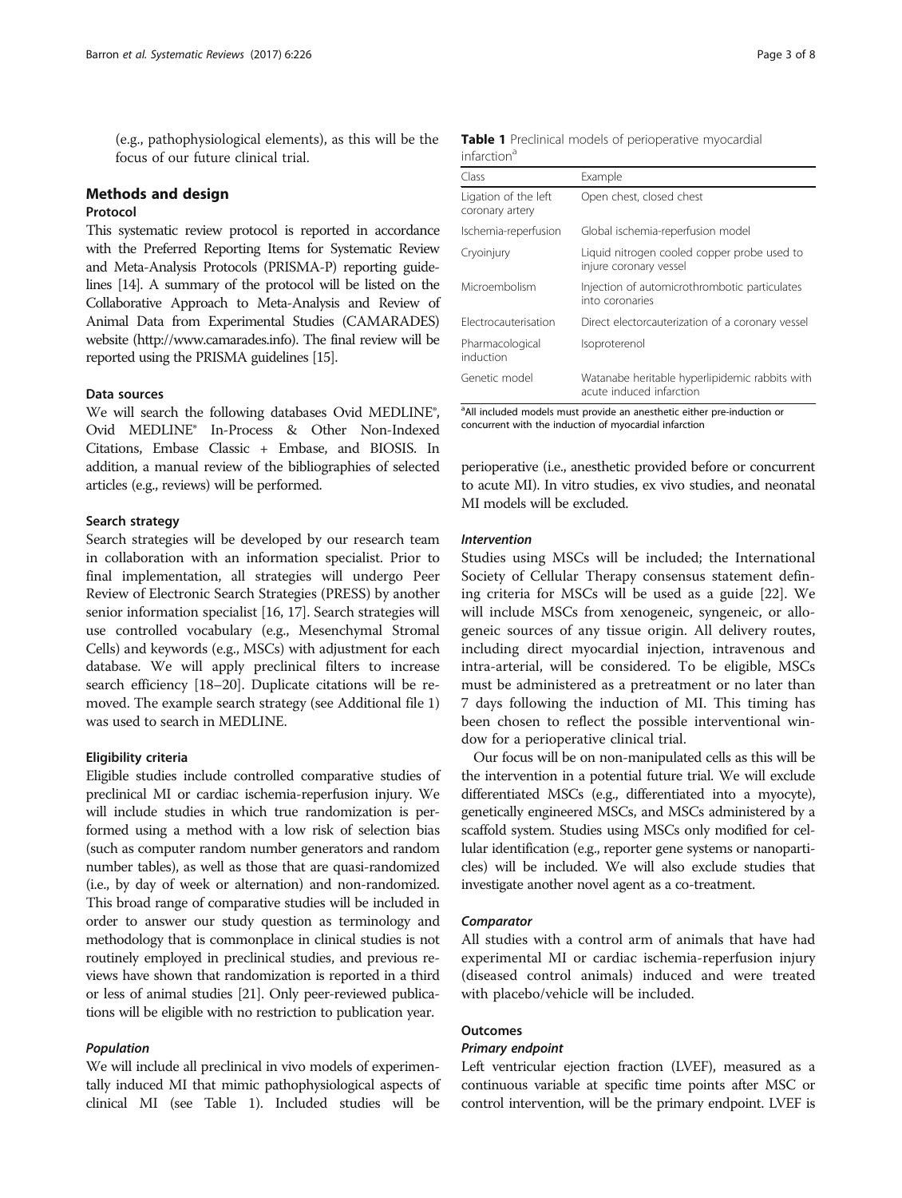(e.g., pathophysiological elements), as this will be the focus of our future clinical trial.

## Methods and design

### Protocol

This systematic review protocol is reported in accordance with the Preferred Reporting Items for Systematic Review and Meta-Analysis Protocols (PRISMA-P) reporting guidelines [14]. A summary of the protocol will be listed on the Collaborative Approach to Meta-Analysis and Review of Animal Data from Experimental Studies (CAMARADES) website (http://www.camarades.info). The final review will be reported using the PRISMA guidelines [15].

#### Data sources

We will search the following databases Ovid MEDLINE®, Ovid MEDLINE® In-Process & Other Non-Indexed Citations, Embase Classic + Embase, and BIOSIS. In addition, a manual review of the bibliographies of selected articles (e.g., reviews) will be performed.

#### Search strategy

Search strategies will be developed by our research team in collaboration with an information specialist. Prior to final implementation, all strategies will undergo Peer Review of Electronic Search Strategies (PRESS) by another senior information specialist [16, 17]. Search strategies will use controlled vocabulary (e.g., Mesenchymal Stromal Cells) and keywords (e.g., MSCs) with adjustment for each database. We will apply preclinical filters to increase search efficiency [18–20]. Duplicate citations will be removed. The example search strategy (see Additional file 1) was used to search in MEDLINE.

#### Eligibility criteria

Eligible studies include controlled comparative studies of preclinical MI or cardiac ischemia-reperfusion injury. We will include studies in which true randomization is performed using a method with a low risk of selection bias (such as computer random number generators and random number tables), as well as those that are quasi-randomized (i.e., by day of week or alternation) and non-randomized. This broad range of comparative studies will be included in order to answer our study question as terminology and methodology that is commonplace in clinical studies is not routinely employed in preclinical studies, and previous reviews have shown that randomization is reported in a third or less of animal studies [21]. Only peer-reviewed publications will be eligible with no restriction to publication year.

##### *Population*

We will include all preclinical in vivo models of experimentally induced MI that mimic pathophysiological aspects of clinical MI (see Table 1). Included studies will be perioperative (i.e., anesthetic provided before or concurrent to acute MI). In vitro studies, ex vivo studies, and neonatal MI models will be excluded.

**Table 1** Preclinical models of perioperative myocardial infarction[a]

| Class | Example |
|---|---|
| Ligation of the left coronary artery | Open chest, closed chest |
| Ischemia-reperfusion | Global ischemia-reperfusion model |
| Cryoinjury | Liquid nitrogen cooled copper probe used to injure coronary vessel |
| Microembolism | Injection of automicrothrombotic particulates into coronaries |
| Electrocauterisation | Direct electorcauterization of a coronary vessel |
| Pharmacological induction | Isoproterenol |
| Genetic model | Watanabe heritable hyperlipidemic rabbits with acute induced infarction |

[a]All included models must provide an anesthetic either pre-induction or concurrent with the induction of myocardial infarction

##### *Intervention*

Studies using MSCs will be included; the International Society of Cellular Therapy consensus statement defining criteria for MSCs will be used as a guide [22]. We will include MSCs from xenogeneic, syngeneic, or allogeneic sources of any tissue origin. All delivery routes, including direct myocardial injection, intravenous and intra-arterial, will be considered. To be eligible, MSCs must be administered as a pretreatment or no later than 7 days following the induction of MI. This timing has been chosen to reflect the possible interventional window for a perioperative clinical trial.

Our focus will be on non-manipulated cells as this will be the intervention in a potential future trial. We will exclude differentiated MSCs (e.g., differentiated into a myocyte), genetically engineered MSCs, and MSCs administered by a scaffold system. Studies using MSCs only modified for cellular identification (e.g., reporter gene systems or nanoparticles) will be included. We will also exclude studies that investigate another novel agent as a co-treatment.

##### *Comparator*

All studies with a control arm of animals that have had experimental MI or cardiac ischemia-reperfusion injury (diseased control animals) induced and were treated with placebo/vehicle will be included.

#### Outcomes

##### *Primary endpoint*

Left ventricular ejection fraction (LVEF), measured as a continuous variable at specific time points after MSC or control intervention, will be the primary endpoint. LVEF is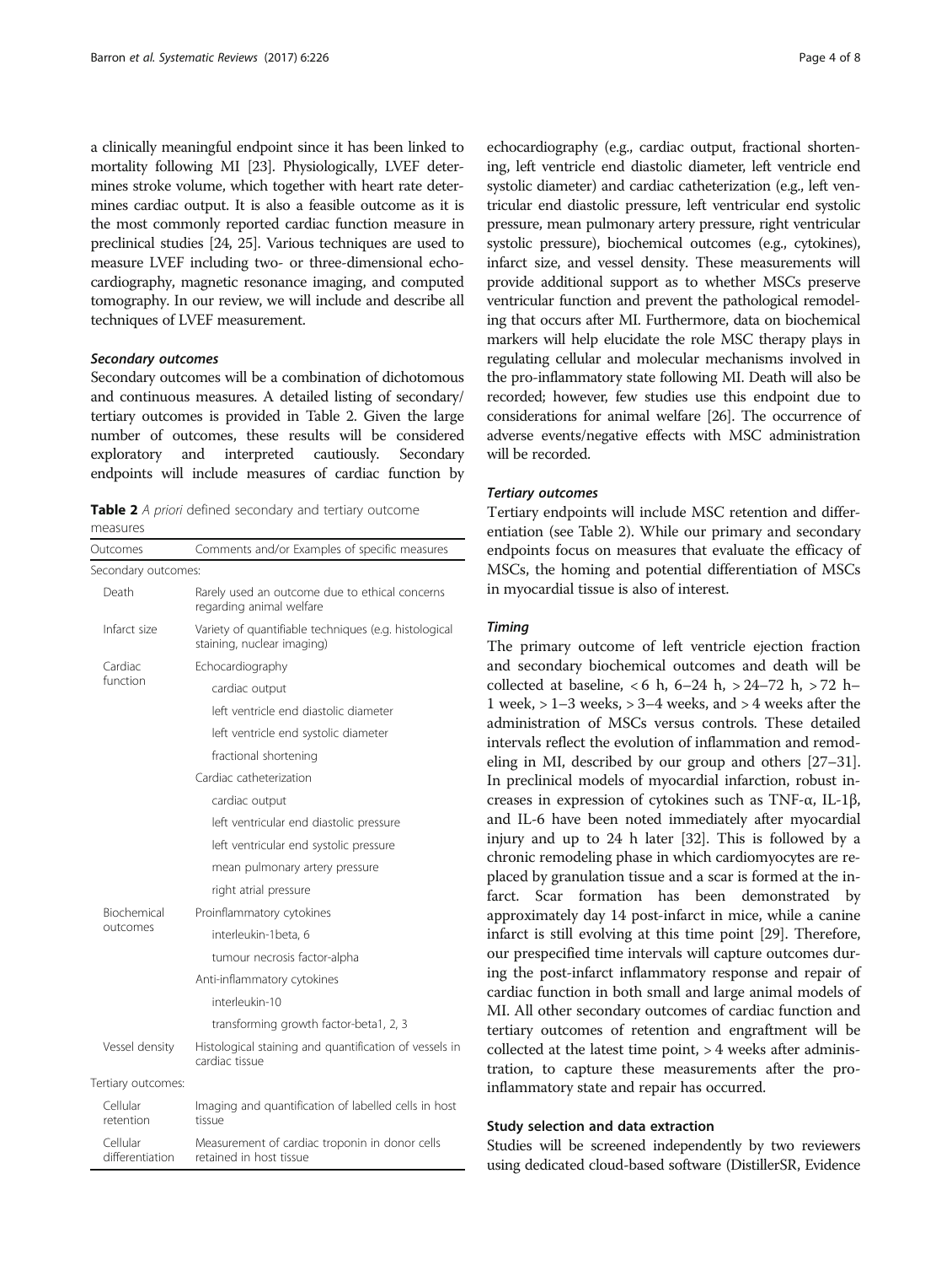a clinically meaningful endpoint since it has been linked to mortality following MI [23]. Physiologically, LVEF determines stroke volume, which together with heart rate determines cardiac output. It is also a feasible outcome as it is the most commonly reported cardiac function measure in preclinical studies [24, 25]. Various techniques are used to measure LVEF including two- or three-dimensional echocardiography, magnetic resonance imaging, and computed tomography. In our review, we will include and describe all techniques of LVEF measurement.

#### *Secondary outcomes*

Secondary outcomes will be a combination of dichotomous and continuous measures. A detailed listing of secondary/tertiary outcomes is provided in Table 2. Given the large number of outcomes, these results will be considered exploratory and interpreted cautiously. Secondary endpoints will include measures of cardiac function by echocardiography (e.g., cardiac output, fractional shortening, left ventricle end diastolic diameter, left ventricle end systolic diameter) and cardiac catheterization (e.g., left ventricular end diastolic pressure, left ventricular end systolic pressure, mean pulmonary artery pressure, right ventricular systolic pressure), biochemical outcomes (e.g., cytokines), infarct size, and vessel density. These measurements will provide additional support as to whether MSCs preserve ventricular function and prevent the pathological remodeling that occurs after MI. Furthermore, data on biochemical markers will help elucidate the role MSC therapy plays in regulating cellular and molecular mechanisms involved in the pro-inflammatory state following MI. Death will also be recorded; however, few studies use this endpoint due to considerations for animal welfare [26]. The occurrence of adverse events/negative effects with MSC administration will be recorded.

**Table 2** *A priori* defined secondary and tertiary outcome measures

| Outcomes | Comments and/or Examples of specific measures |
|---|---|
| Secondary outcomes: | |
| Death | Rarely used an outcome due to ethical concerns regarding animal welfare |
| Infarct size | Variety of quantifiable techniques (e.g. histological staining, nuclear imaging) |
| Cardiac function | Echocardiography |
| | cardiac output |
| | left ventricle end diastolic diameter |
| | left ventricle end systolic diameter |
| | fractional shortening |
| | Cardiac catheterization |
| | cardiac output |
| | left ventricular end diastolic pressure |
| | left ventricular end systolic pressure |
| | mean pulmonary artery pressure |
| | right atrial pressure |
| Biochemical outcomes | Proinflammatory cytokines |
| | interleukin-1beta, 6 |
| | tumour necrosis factor-alpha |
| | Anti-inflammatory cytokines |
| | interleukin-10 |
| | transforming growth factor-beta1, 2, 3 |
| Vessel density | Histological staining and quantification of vessels in cardiac tissue |
| Tertiary outcomes: | |
| Cellular retention | Imaging and quantification of labelled cells in host tissue |
| Cellular differentiation | Measurement of cardiac troponin in donor cells retained in host tissue |

#### *Tertiary outcomes*

Tertiary endpoints will include MSC retention and differentiation (see Table 2). While our primary and secondary endpoints focus on measures that evaluate the efficacy of MSCs, the homing and potential differentiation of MSCs in myocardial tissue is also of interest.

#### *Timing*

The primary outcome of left ventricle ejection fraction and secondary biochemical outcomes and death will be collected at baseline, < 6 h, 6–24 h, > 24–72 h, > 72 h–1 week, > 1–3 weeks, > 3–4 weeks, and > 4 weeks after the administration of MSCs versus controls. These detailed intervals reflect the evolution of inflammation and remodeling in MI, described by our group and others [27–31]. In preclinical models of myocardial infarction, robust increases in expression of cytokines such as TNF-α, IL-1β, and IL-6 have been noted immediately after myocardial injury and up to 24 h later [32]. This is followed by a chronic remodeling phase in which cardiomyocytes are replaced by granulation tissue and a scar is formed at the infarct. Scar formation has been demonstrated by approximately day 14 post-infarct in mice, while a canine infarct is still evolving at this time point [29]. Therefore, our prespecified time intervals will capture outcomes during the post-infarct inflammatory response and repair of cardiac function in both small and large animal models of MI. All other secondary outcomes of cardiac function and tertiary outcomes of retention and engraftment will be collected at the latest time point, > 4 weeks after administration, to capture these measurements after the pro-inflammatory state and repair has occurred.

### Study selection and data extraction

Studies will be screened independently by two reviewers using dedicated cloud-based software (DistillerSR, Evidence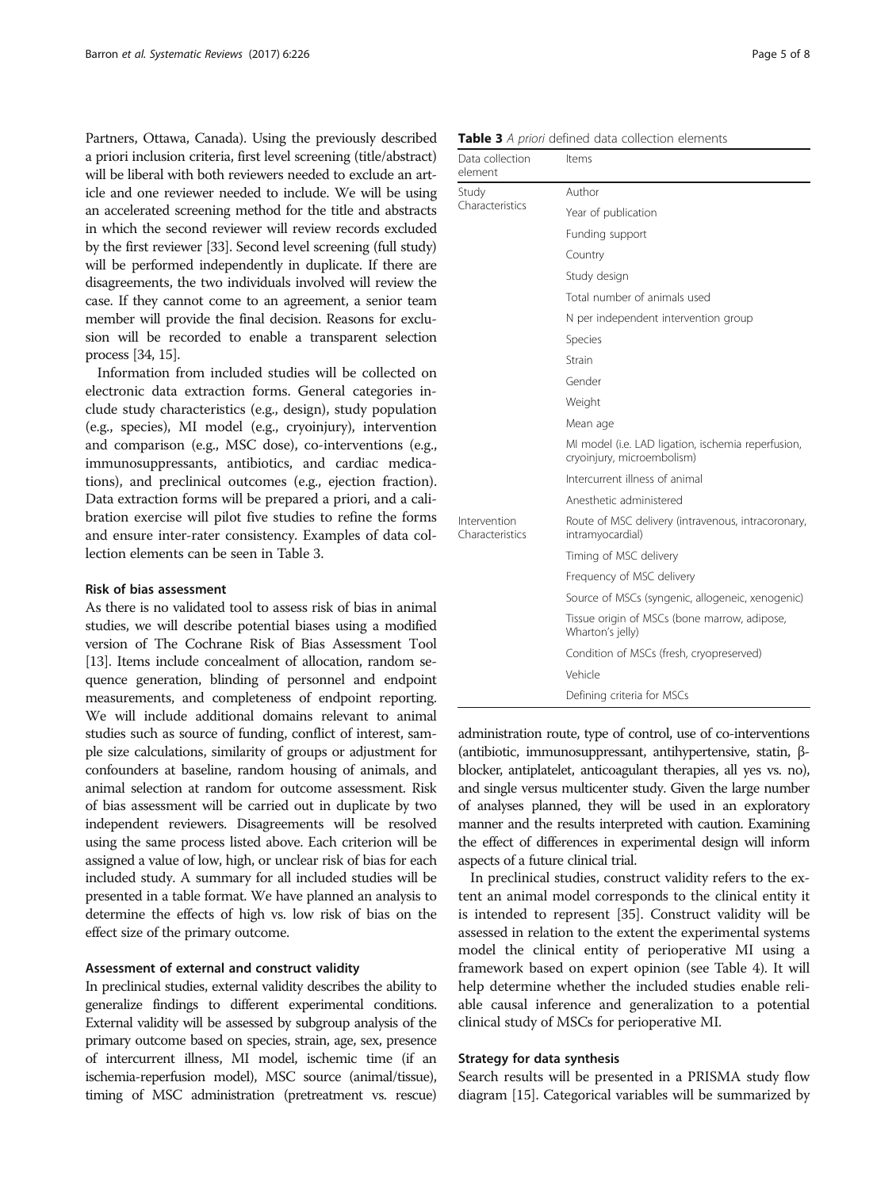Partners, Ottawa, Canada). Using the previously described a priori inclusion criteria, first level screening (title/abstract) will be liberal with both reviewers needed to exclude an article and one reviewer needed to include. We will be using an accelerated screening method for the title and abstracts in which the second reviewer will review records excluded by the first reviewer [33]. Second level screening (full study) will be performed independently in duplicate. If there are disagreements, the two individuals involved will review the case. If they cannot come to an agreement, a senior team member will provide the final decision. Reasons for exclusion will be recorded to enable a transparent selection process [34, 15].

Information from included studies will be collected on electronic data extraction forms. General categories include study characteristics (e.g., design), study population (e.g., species), MI model (e.g., cryoinjury), intervention and comparison (e.g., MSC dose), co-interventions (e.g., immunosuppressants, antibiotics, and cardiac medications), and preclinical outcomes (e.g., ejection fraction). Data extraction forms will be prepared a priori, and a calibration exercise will pilot five studies to refine the forms and ensure inter-rater consistency. Examples of data collection elements can be seen in Table 3.

**Table 3** *A priori* defined data collection elements

| Data collection element | Items |
|---|---|
| Study Characteristics | Author |
| | Year of publication |
| | Funding support |
| | Country |
| | Study design |
| | Total number of animals used |
| | N per independent intervention group |
| | Species |
| | Strain |
| | Gender |
| | Weight |
| | Mean age |
| | MI model (i.e. LAD ligation, ischemia reperfusion, cryoinjury, microembolism) |
| | Intercurrent illness of animal |
| | Anesthetic administered |
| Intervention Characteristics | Route of MSC delivery (intravenous, intracoronary, intramyocardial) |
| | Timing of MSC delivery |
| | Frequency of MSC delivery |
| | Source of MSCs (syngenic, allogeneic, xenogenic) |
| | Tissue origin of MSCs (bone marrow, adipose, Wharton's jelly) |
| | Condition of MSCs (fresh, cryopreserved) |
| | Vehicle |
| | Defining criteria for MSCs |

### Risk of bias assessment

As there is no validated tool to assess risk of bias in animal studies, we will describe potential biases using a modified version of The Cochrane Risk of Bias Assessment Tool [13]. Items include concealment of allocation, random sequence generation, blinding of personnel and endpoint measurements, and completeness of endpoint reporting. We will include additional domains relevant to animal studies such as source of funding, conflict of interest, sample size calculations, similarity of groups or adjustment for confounders at baseline, random housing of animals, and animal selection at random for outcome assessment. Risk of bias assessment will be carried out in duplicate by two independent reviewers. Disagreements will be resolved using the same process listed above. Each criterion will be assigned a value of low, high, or unclear risk of bias for each included study. A summary for all included studies will be presented in a table format. We have planned an analysis to determine the effects of high vs. low risk of bias on the effect size of the primary outcome.

### Assessment of external and construct validity

In preclinical studies, external validity describes the ability to generalize findings to different experimental conditions. External validity will be assessed by subgroup analysis of the primary outcome based on species, strain, age, sex, presence of intercurrent illness, MI model, ischemic time (if an ischemia-reperfusion model), MSC source (animal/tissue), timing of MSC administration (pretreatment vs. rescue) administration route, type of control, use of co-interventions (antibiotic, immunosuppressant, antihypertensive, statin, β-blocker, antiplatelet, anticoagulant therapies, all yes vs. no), and single versus multicenter study. Given the large number of analyses planned, they will be used in an exploratory manner and the results interpreted with caution. Examining the effect of differences in experimental design will inform aspects of a future clinical trial.

In preclinical studies, construct validity refers to the extent an animal model corresponds to the clinical entity it is intended to represent [35]. Construct validity will be assessed in relation to the extent the experimental systems model the clinical entity of perioperative MI using a framework based on expert opinion (see Table 4). It will help determine whether the included studies enable reliable causal inference and generalization to a potential clinical study of MSCs for perioperative MI.

### Strategy for data synthesis

Search results will be presented in a PRISMA study flow diagram [15]. Categorical variables will be summarized by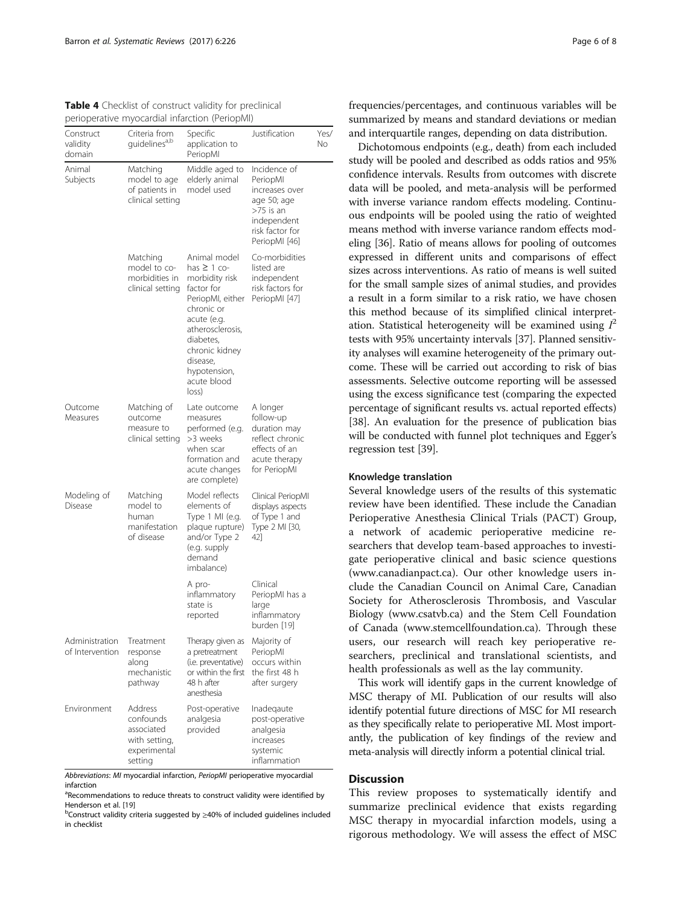**Table 4** Checklist of construct validity for preclinical perioperative myocardial infarction (PeriopMI)

| Construct validity domain | Criteria from guidelines[a,b] | Specific application to PeriopMI | Justification | Yes/No |
|---|---|---|---|---|
| Animal Subjects | Matching model to age of patients in clinical setting | Middle aged to elderly animal model used | Incidence of PeriopMI increases over age 50; age >75 is an independent risk factor for PeriopMI [46] | |
| | Matching model to co-morbidities in clinical setting | Animal model has ≥ 1 co-morbidity risk factor for PeriopMI, either chronic or acute (e.g. atherosclerosis, diabetes, chronic kidney disease, hypotension, acute blood loss) | Co-morbidities listed are independent risk factors for PeriopMI [47] | |
| Outcome Measures | Matching of outcome measure to clinical setting | Late outcome measures performed (e.g. >3 weeks when scar formation and acute changes are complete) | A longer follow-up duration may reflect chronic effects of an acute therapy for PeriopMI | |
| Modeling of Disease | Matching model to human manifestation of disease | Model reflects elements of Type 1 MI (e.g. plaque rupture) and/or Type 2 (e.g. supply demand imbalance) | Clinical PeriopMI displays aspects of Type 1 and Type 2 MI [30, 42] | |
| | | A pro-inflammatory state is reported | Clinical PeriopMI has a large inflammatory burden [19] | |
| Administration of Intervention | Treatment response along mechanistic pathway | Therapy given as a pretreatment (i.e. preventative) or within the first 48 h after anesthesia | Majority of PeriopMI occurs within the first 48 h after surgery | |
| Environment | Address confounds associated with setting, experimental setting | Post-operative analgesia provided | Inadeqaute post-operative analgesia increases systemic inflammation | |

*Abbreviations: MI* myocardial infarction, *PeriopMI* perioperative myocardial infarction

[a]Recommendations to reduce threats to construct validity were identified by Henderson et al. [19]

[b]Construct validity criteria suggested by ≥40% of included guidelines included in checklist

frequencies/percentages, and continuous variables will be summarized by means and standard deviations or median and interquartile ranges, depending on data distribution.

Dichotomous endpoints (e.g., death) from each included study will be pooled and described as odds ratios and 95% confidence intervals. Results from outcomes with discrete data will be pooled, and meta-analysis will be performed with inverse variance random effects modeling. Continuous endpoints will be pooled using the ratio of weighted means method with inverse variance random effects modeling [36]. Ratio of means allows for pooling of outcomes expressed in different units and comparisons of effect sizes across interventions. As ratio of means is well suited for the small sample sizes of animal studies, and provides a result in a form similar to a risk ratio, we have chosen this method because of its simplified clinical interpretation. Statistical heterogeneity will be examined using $I^2$ tests with 95% uncertainty intervals [37]. Planned sensitivity analyses will examine heterogeneity of the primary outcome. These will be carried out according to risk of bias assessments. Selective outcome reporting will be assessed using the excess significance test (comparing the expected percentage of significant results vs. actual reported effects) [38]. An evaluation for the presence of publication bias will be conducted with funnel plot techniques and Egger's regression test [39].

#### Knowledge translation

Several knowledge users of the results of this systematic review have been identified. These include the Canadian Perioperative Anesthesia Clinical Trials (PACT) Group, a network of academic perioperative medicine researchers that develop team-based approaches to investigate perioperative clinical and basic science questions (www.canadianpact.ca). Our other knowledge users include the Canadian Council on Animal Care, Canadian Society for Atherosclerosis Thrombosis, and Vascular Biology (www.csatvb.ca) and the Stem Cell Foundation of Canada (www.stemcellfoundation.ca). Through these users, our research will reach key perioperative researchers, preclinical and translational scientists, and health professionals as well as the lay community.

This work will identify gaps in the current knowledge of MSC therapy of MI. Publication of our results will also identify potential future directions of MSC for MI research as they specifically relate to perioperative MI. Most importantly, the publication of key findings of the review and meta-analysis will directly inform a potential clinical trial.

## Discussion

This review proposes to systematically identify and summarize preclinical evidence that exists regarding MSC therapy in myocardial infarction models, using a rigorous methodology. We will assess the effect of MSC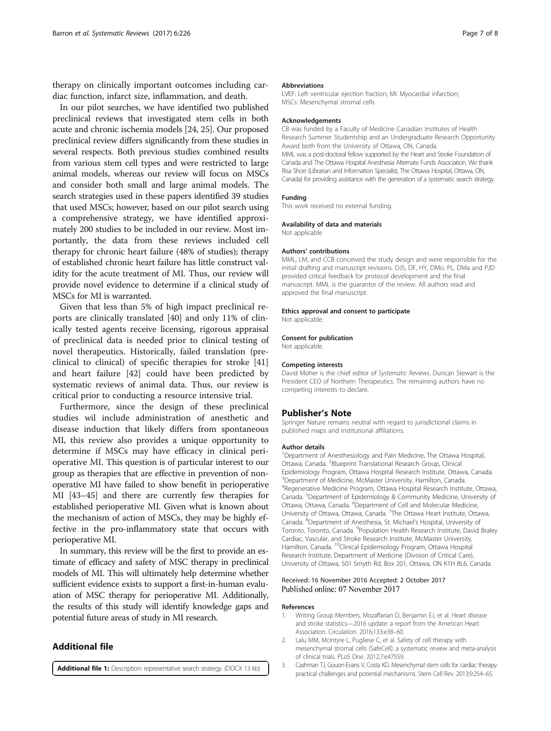therapy on clinically important outcomes including cardiac function, infarct size, inflammation, and death.

In our pilot searches, we have identified two published preclinical reviews that investigated stem cells in both acute and chronic ischemia models [24, 25]. Our proposed preclinical review differs significantly from these studies in several respects. Both previous studies combined results from various stem cell types and were restricted to large animal models, whereas our review will focus on MSCs and consider both small and large animal models. The search strategies used in these papers identified 39 studies that used MSCs; however, based on our pilot search using a comprehensive strategy, we have identified approximately 200 studies to be included in our review. Most importantly, the data from these reviews included cell therapy for chronic heart failure (48% of studies); therapy of established chronic heart failure has little construct validity for the acute treatment of MI. Thus, our review will provide novel evidence to determine if a clinical study of MSCs for MI is warranted.

Given that less than 5% of high impact preclinical reports are clinically translated [40] and only 11% of clinically tested agents receive licensing, rigorous appraisal of preclinical data is needed prior to clinical testing of novel therapeutics. Historically, failed translation (preclinical to clinical) of specific therapies for stroke [41] and heart failure [42] could have been predicted by systematic reviews of animal data. Thus, our review is critical prior to conducting a resource intensive trial.

Furthermore, since the design of these preclinical studies wil include administration of anesthetic and disease induction that likely differs from spontaneous MI, this review also provides a unique opportunity to determine if MSCs may have efficacy in clinical perioperative MI. This question is of particular interest to our group as therapies that are effective in prevention of nonoperative MI have failed to show benefit in perioperative MI [43–45] and there are currently few therapies for established perioperative MI. Given what is known about the mechanism of action of MSCs, they may be highly effective in the pro-inflammatory state that occurs with perioperative MI.

In summary, this review will be the first to provide an estimate of efficacy and safety of MSC therapy in preclinical models of MI. This will ultimately help determine whether sufficient evidence exists to support a first-in-human evaluation of MSC therapy for perioperative MI. Additionally, the results of this study will identify knowledge gaps and potential future areas of study in MI research.

## Additional file

**Additional file 1:** Description: representative search strategy. (DOCX 13 kb)

#### Abbreviations

LVEF: Left ventricular ejection fraction; MI: Myocardial infarction; MSCs: Mesenchymal stromal cells

#### Acknowledgements

CB was funded by a Faculty of Medicine Canadian Institutes of Health Research Summer Studentship and an Undergraduate Research Opportunity Award both from the University of Ottawa, ON, Canada.
MML was a post-doctoral fellow supported by the Heart and Stroke Foundation of Canada and The Ottawa Hospital Anesthesia Alternate Funds Association. We thank Risa Shorr (Librarian and Information Specialist, The Ottawa Hospital, Ottawa, ON, Canada) for providing assistance with the generation of a systematic search strategy.

#### Funding

This work received no external funding.

#### Availability of data and materials

Not applicable

#### Authors' contributions

MML, LM, and CCB conceived the study design and were responsible for the initial drafting and manuscript revisions. DJS, DF, HY, DMo, PL, DMa and PJD provided critical feedback for protocol development and the final manuscript. MML is the guarantor of the review. All authors read and approved the final manuscript.

#### Ethics approval and consent to participate

Not applicable.

#### Consent for publication

Not applicable.

#### Competing interests

David Moher is the chief editor of *Systematic Reviews*. Duncan Stewart is the President CEO of Northern Therapeutics. The remaining authors have no competing interests to declare.

## Publisher's Note

Springer Nature remains neutral with regard to jurisdictional claims in published maps and institutional affiliations.

#### Author details

[1]Department of Anesthesiology and Pain Medicine, The Ottawa Hospital, Ottawa, Canada. [2]Blueprint Translational Research Group, Clinical Epidemiology Program, Ottawa Hospital Research Institute, Ottawa, Canada. [3]Department of Medicine, McMaster University, Hamilton, Canada. [4]Regenerative Medicine Program, Ottawa Hospital Research Institute, Ottawa, Canada. [5]Department of Epidemiology & Community Medicine, University of Ottawa, Ottawa, Canada. [6]Department of Cell and Molecular Medicine, University of Ottawa, Ottawa, Canada. [7]The Ottawa Heart Institute, Ottawa, Canada. [8]Department of Anesthesia, St. Michael's Hospital, University of Toronto, Toronto, Canada. [9]Population Health Research Institute, David Braley Cardiac, Vascular, and Stroke Research Institute, McMaster University, Hamilton, Canada. [10]Clinical Epidemiology Program, Ottawa Hospital Research Institute, Department of Medicine (Division of Critical Care), University of Ottawa, 501 Smyth Rd, Box 201, Ottawa, ON K1H 8L6, Canada.

Received: 16 November 2016 Accepted: 2 October 2017
Published online: 07 November 2017

#### References

1. Writing Group Members, Mozaffarian D, Benjamin EJ, et al. Heart disease and stroke statistics—2016 update: a report from the American Heart Association. Circulation. 2016;133:e38–60.
2. Lalu MM, McIntyre L, Pugliese C, et al. Safety of cell therapy with mesenchymal stromal cells (SafeCell): a systematic review and meta-analysis of clinical trials. PLoS One. 2012;7:e47559.
3. Cashman TJ, Gouon-Evans V, Costa KD. Mesenchymal stem cells for cardiac therapy: practical challenges and potential mechanisms. Stem Cell Rev. 2013;9:254–65.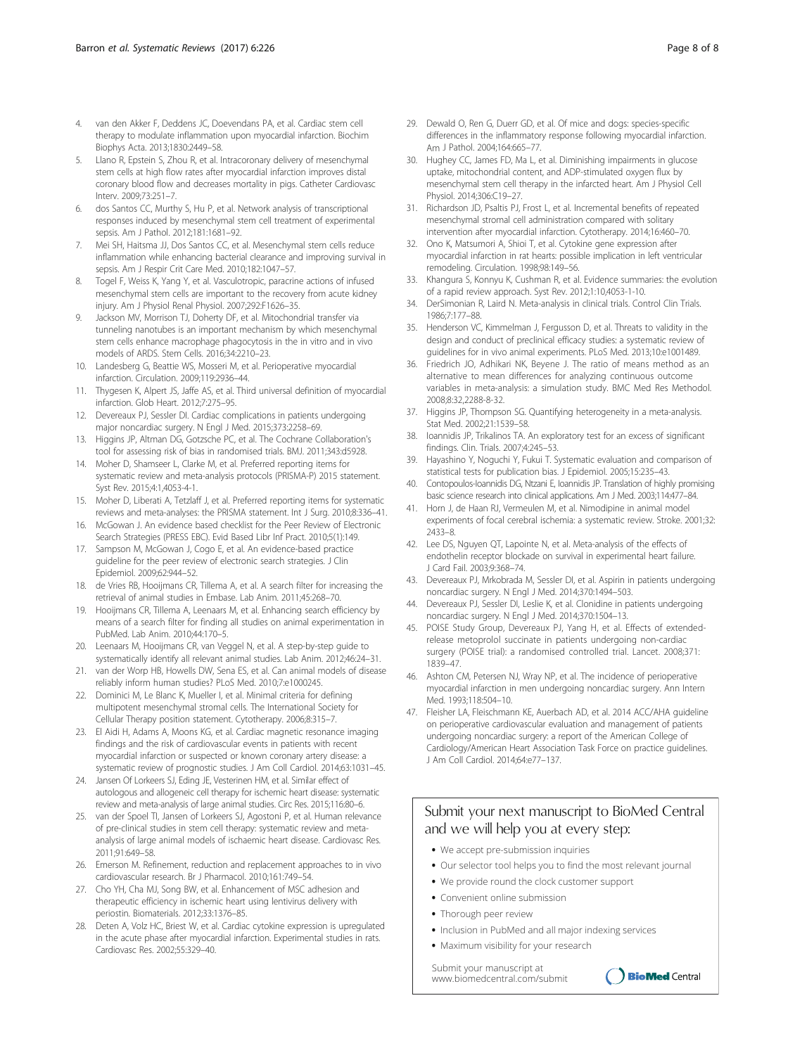4. van den Akker F, Deddens JC, Doevendans PA, et al. Cardiac stem cell therapy to modulate inflammation upon myocardial infarction. Biochim Biophys Acta. 2013;1830:2449–58.
5. Llano R, Epstein S, Zhou R, et al. Intracoronary delivery of mesenchymal stem cells at high flow rates after myocardial infarction improves distal coronary blood flow and decreases mortality in pigs. Catheter Cardiovasc Interv. 2009;73:251–7.
6. dos Santos CC, Murthy S, Hu P, et al. Network analysis of transcriptional responses induced by mesenchymal stem cell treatment of experimental sepsis. Am J Pathol. 2012;181:1681–92.
7. Mei SH, Haitsma JJ, Dos Santos CC, et al. Mesenchymal stem cells reduce inflammation while enhancing bacterial clearance and improving survival in sepsis. Am J Respir Crit Care Med. 2010;182:1047–57.
8. Togel F, Weiss K, Yang Y, et al. Vasculotropic, paracrine actions of infused mesenchymal stem cells are important to the recovery from acute kidney injury. Am J Physiol Renal Physiol. 2007;292:F1626–35.
9. Jackson MV, Morrison TJ, Doherty DF, et al. Mitochondrial transfer via tunneling nanotubes is an important mechanism by which mesenchymal stem cells enhance macrophage phagocytosis in the in vitro and in vivo models of ARDS. Stem Cells. 2016;34:2210–23.
10. Landesberg G, Beattie WS, Mosseri M, et al. Perioperative myocardial infarction. Circulation. 2009;119:2936–44.
11. Thygesen K, Alpert JS, Jaffe AS, et al. Third universal definition of myocardial infarction. Glob Heart. 2012;7:275–95.
12. Devereaux PJ, Sessler DI. Cardiac complications in patients undergoing major noncardiac surgery. N Engl J Med. 2015;373:2258–69.
13. Higgins JP, Altman DG, Gotzsche PC, et al. The Cochrane Collaboration's tool for assessing risk of bias in randomised trials. BMJ. 2011;343:d5928.
14. Moher D, Shamseer L, Clarke M, et al. Preferred reporting items for systematic review and meta-analysis protocols (PRISMA-P) 2015 statement. Syst Rev. 2015;4:1,4053-4-1.
15. Moher D, Liberati A, Tetzlaff J, et al. Preferred reporting items for systematic reviews and meta-analyses: the PRISMA statement. Int J Surg. 2010;8:336–41.
16. McGowan J. An evidence based checklist for the Peer Review of Electronic Search Strategies (PRESS EBC). Evid Based Libr Inf Pract. 2010;5(1):149.
17. Sampson M, McGowan J, Cogo E, et al. An evidence-based practice guideline for the peer review of electronic search strategies. J Clin Epidemiol. 2009;62:944–52.
18. de Vries RB, Hooijmans CR, Tillema A, et al. A search filter for increasing the retrieval of animal studies in Embase. Lab Anim. 2011;45:268–70.
19. Hooijmans CR, Tillema A, Leenaars M, et al. Enhancing search efficiency by means of a search filter for finding all studies on animal experimentation in PubMed. Lab Anim. 2010;44:170–5.
20. Leenaars M, Hooijmans CR, van Veggel N, et al. A step-by-step guide to systematically identify all relevant animal studies. Lab Anim. 2012;46:24–31.
21. van der Worp HB, Howells DW, Sena ES, et al. Can animal models of disease reliably inform human studies? PLoS Med. 2010;7:e1000245.
22. Dominici M, Le Blanc K, Mueller I, et al. Minimal criteria for defining multipotent mesenchymal stromal cells. The International Society for Cellular Therapy position statement. Cytotherapy. 2006;8:315–7.
23. El Aidi H, Adams A, Moons KG, et al. Cardiac magnetic resonance imaging findings and the risk of cardiovascular events in patients with recent myocardial infarction or suspected or known coronary artery disease: a systematic review of prognostic studies. J Am Coll Cardiol. 2014;63:1031–45.
24. Jansen Of Lorkeers SJ, Eding JE, Vesterinen HM, et al. Similar effect of autologous and allogeneic cell therapy for ischemic heart disease: systematic review and meta-analysis of large animal studies. Circ Res. 2015;116:80–6.
25. van der Spoel TI, Jansen of Lorkeers SJ, Agostoni P, et al. Human relevance of pre-clinical studies in stem cell therapy: systematic review and meta-analysis of large animal models of ischaemic heart disease. Cardiovasc Res. 2011;91:649–58.
26. Emerson M. Refinement, reduction and replacement approaches to in vivo cardiovascular research. Br J Pharmacol. 2010;161:749–54.
27. Cho YH, Cha MJ, Song BW, et al. Enhancement of MSC adhesion and therapeutic efficiency in ischemic heart using lentivirus delivery with periostin. Biomaterials. 2012;33:1376–85.
28. Deten A, Volz HC, Briest W, et al. Cardiac cytokine expression is upregulated in the acute phase after myocardial infarction. Experimental studies in rats. Cardiovasc Res. 2002;55:329–40.
29. Dewald O, Ren G, Duerr GD, et al. Of mice and dogs: species-specific differences in the inflammatory response following myocardial infarction. Am J Pathol. 2004;164:665–77.
30. Hughey CC, James FD, Ma L, et al. Diminishing impairments in glucose uptake, mitochondrial content, and ADP-stimulated oxygen flux by mesenchymal stem cell therapy in the infarcted heart. Am J Physiol Cell Physiol. 2014;306:C19–27.
31. Richardson JD, Psaltis PJ, Frost L, et al. Incremental benefits of repeated mesenchymal stromal cell administration compared with solitary intervention after myocardial infarction. Cytotherapy. 2014;16:460–70.
32. Ono K, Matsumori A, Shioi T, et al. Cytokine gene expression after myocardial infarction in rat hearts: possible implication in left ventricular remodeling. Circulation. 1998;98:149–56.
33. Khangura S, Konnyu K, Cushman R, et al. Evidence summaries: the evolution of a rapid review approach. Syst Rev. 2012;1:10,4053-1-10.
34. DerSimonian R, Laird N. Meta-analysis in clinical trials. Control Clin Trials. 1986;7:177–88.
35. Henderson VC, Kimmelman J, Fergusson D, et al. Threats to validity in the design and conduct of preclinical efficacy studies: a systematic review of guidelines for in vivo animal experiments. PLoS Med. 2013;10:e1001489.
36. Friedrich JO, Adhikari NK, Beyene J. The ratio of means method as an alternative to mean differences for analyzing continuous outcome variables in meta-analysis: a simulation study. BMC Med Res Methodol. 2008;8:32,2288-8-32.
37. Higgins JP, Thompson SG. Quantifying heterogeneity in a meta-analysis. Stat Med. 2002;21:1539–58.
38. Ioannidis JP, Trikalinos TA. An exploratory test for an excess of significant findings. Clin. Trials. 2007;4:245–53.
39. Hayashino Y, Noguchi Y, Fukui T. Systematic evaluation and comparison of statistical tests for publication bias. J Epidemiol. 2005;15:235–43.
40. Contopoulos-Ioannidis DG, Ntzani E, Ioannidis JP. Translation of highly promising basic science research into clinical applications. Am J Med. 2003;114:477–84.
41. Horn J, de Haan RJ, Vermeulen M, et al. Nimodipine in animal model experiments of focal cerebral ischemia: a systematic review. Stroke. 2001;32:2433–8.
42. Lee DS, Nguyen QT, Lapointe N, et al. Meta-analysis of the effects of endothelin receptor blockade on survival in experimental heart failure. J Card Fail. 2003;9:368–74.
43. Devereaux PJ, Mrkobrada M, Sessler DI, et al. Aspirin in patients undergoing noncardiac surgery. N Engl J Med. 2014;370:1494–503.
44. Devereaux PJ, Sessler DI, Leslie K, et al. Clonidine in patients undergoing noncardiac surgery. N Engl J Med. 2014;370:1504–13.
45. POISE Study Group, Devereaux PJ, Yang H, et al. Effects of extended-release metoprolol succinate in patients undergoing non-cardiac surgery (POISE trial): a randomised controlled trial. Lancet. 2008;371:1839–47.
46. Ashton CM, Petersen NJ, Wray NP, et al. The incidence of perioperative myocardial infarction in men undergoing noncardiac surgery. Ann Intern Med. 1993;118:504–10.
47. Fleisher LA, Fleischmann KE, Auerbach AD, et al. 2014 ACC/AHA guideline on perioperative cardiovascular evaluation and management of patients undergoing noncardiac surgery: a report of the American College of Cardiology/American Heart Association Task Force on practice guidelines. J Am Coll Cardiol. 2014;64:e77–137.

## Submit your next manuscript to BioMed Central and we will help you at every step:

- We accept pre-submission inquiries
- Our selector tool helps you to find the most relevant journal
- We provide round the clock customer support
- Convenient online submission
- Thorough peer review
- Inclusion in PubMed and all major indexing services
- Maximum visibility for your research

Submit your manuscript at
www.biomedcentral.com/submit

BioMed Central